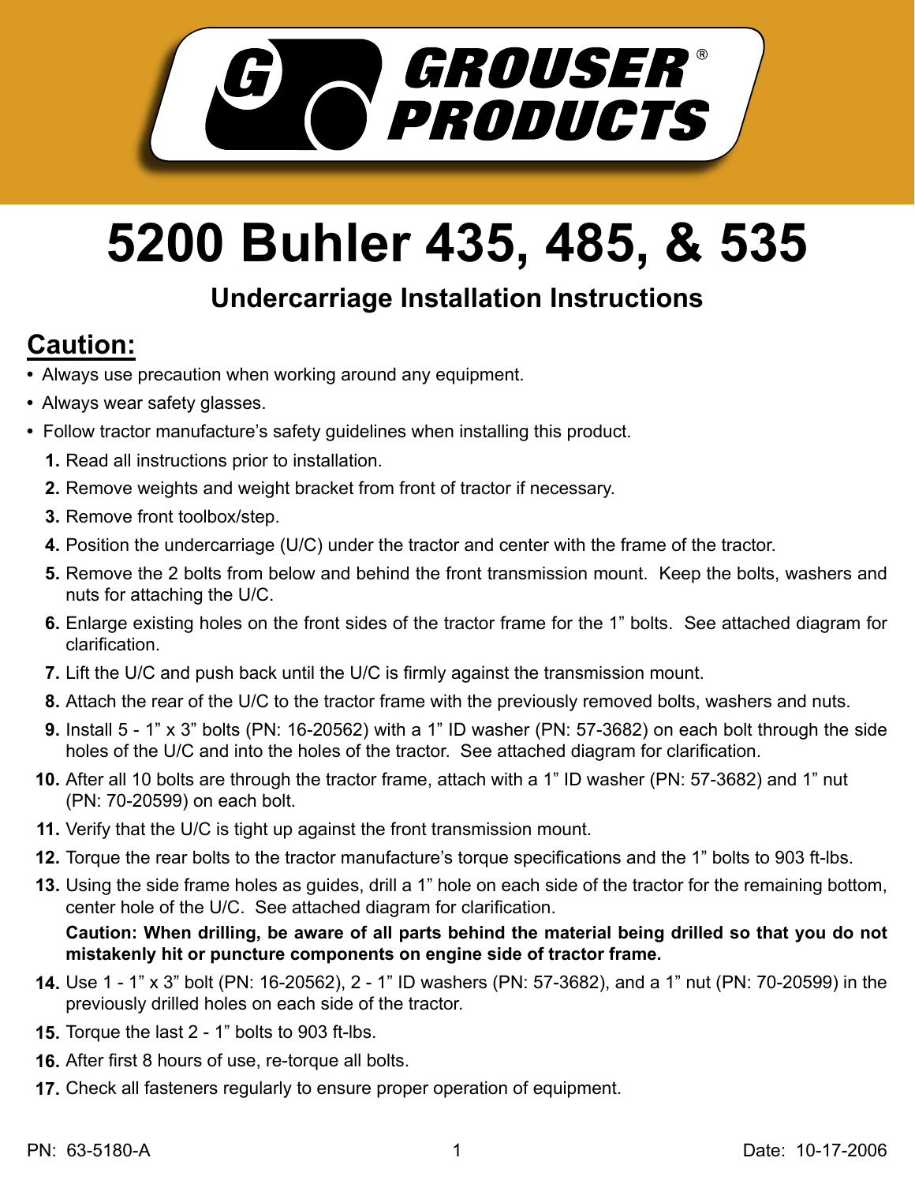GROUSER® PRODUCTS

# 5200 Buhler 435, 485, & 535

## Undercarriage Installation Instructions

## Caution:

- Always use precaution when working around any equipment.
- Always wear safety glasses.
- Follow tractor manufacture's safety guidelines when installing this product.

1. Read all instructions prior to installation.
2. Remove weights and weight bracket from front of tractor if necessary.
3. Remove front toolbox/step.
4. Position the undercarriage (U/C) under the tractor and center with the frame of the tractor.
5. Remove the 2 bolts from below and behind the front transmission mount. Keep the bolts, washers and nuts for attaching the U/C.
6. Enlarge existing holes on the front sides of the tractor frame for the 1" bolts. See attached diagram for clarification.
7. Lift the U/C and push back until the U/C is firmly against the transmission mount.
8. Attach the rear of the U/C to the tractor frame with the previously removed bolts, washers and nuts.
9. Install 5 - 1" x 3" bolts (PN: 16-20562) with a 1" ID washer (PN: 57-3682) on each bolt through the side holes of the U/C and into the holes of the tractor. See attached diagram for clarification.
10. After all 10 bolts are through the tractor frame, attach with a 1" ID washer (PN: 57-3682) and 1" nut (PN: 70-20599) on each bolt.
11. Verify that the U/C is tight up against the front transmission mount.
12. Torque the rear bolts to the tractor manufacture's torque specifications and the 1" bolts to 903 ft-lbs.
13. Using the side frame holes as guides, drill a 1" hole on each side of the tractor for the remaining bottom, center hole of the U/C. See attached diagram for clarification.

    **Caution: When drilling, be aware of all parts behind the material being drilled so that you do not mistakenly hit or puncture components on engine side of tractor frame.**
14. Use 1 - 1" x 3" bolt (PN: 16-20562), 2 - 1" ID washers (PN: 57-3682), and a 1" nut (PN: 70-20599) in the previously drilled holes on each side of the tractor.
15. Torque the last 2 - 1" bolts to 903 ft-lbs.
16. After first 8 hours of use, re-torque all bolts.
17. Check all fasteners regularly to ensure proper operation of equipment.

PN: 63-5180-A

Date: 10-17-2006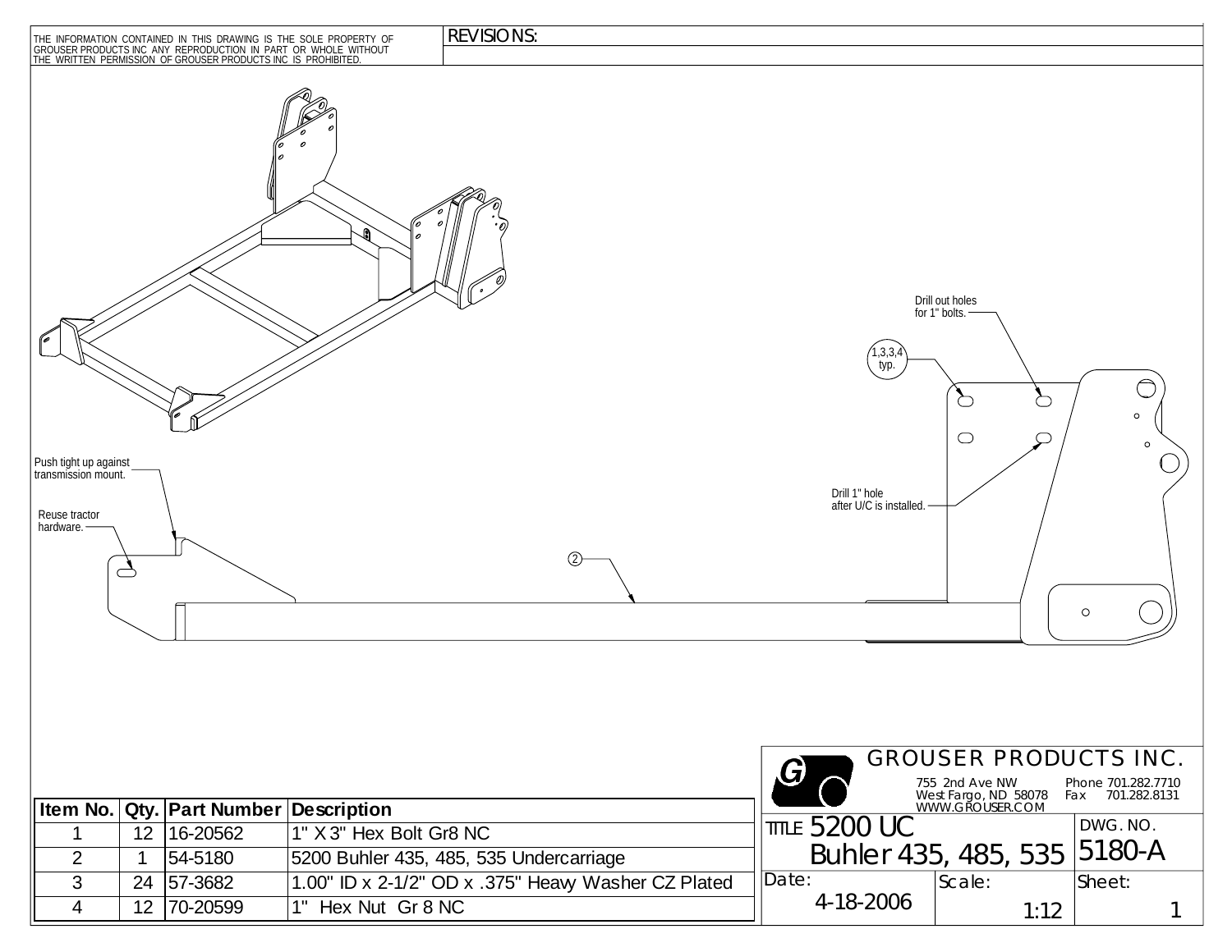THE INFORMATION CONTAINED IN THIS DRAWING IS THE SOLE PROPERTY OF GROUSER PRODUCTS INC ANY REPRODUCTION IN PART OR WHOLE WITHOUT THE WRITTEN PERMISSION OF GROUSER PRODUCTS INC IS PROHIBITED.

REVISIONS:

Drill out holes for 1" bolts.

1,3,3,4 typ.

Drill 1" hole after U/C is installed.

Push tight up against transmission mount.

Reuse tractor hardware.

2

| Item No. | Qty. | Part Number | Description |
|---|---|---|---|
| 1 | 12 | 16-20562 | 1" X 3" Hex Bolt Gr8 NC |
| 2 | 1 | 54-5180 | 5200 Buhler 435, 485, 535 Undercarriage |
| 3 | 24 | 57-3682 | 1.00" ID x 2-1/2" OD x .375" Heavy Washer CZ Plated |
| 4 | 12 | 70-20599 | 1" Hex Nut Gr 8 NC |

GROUSER PRODUCTS INC.
755 2nd Ave NW
West Fargo, ND 58078
WWW.GROUSER.COM
Phone 701.282.7710
Fax 701.282.8131

TITLE 5200 UC Buhler 435, 485, 535

DWG. NO. 5180-A

Date: 4-18-2006

Scale: 1:12

Sheet: 1